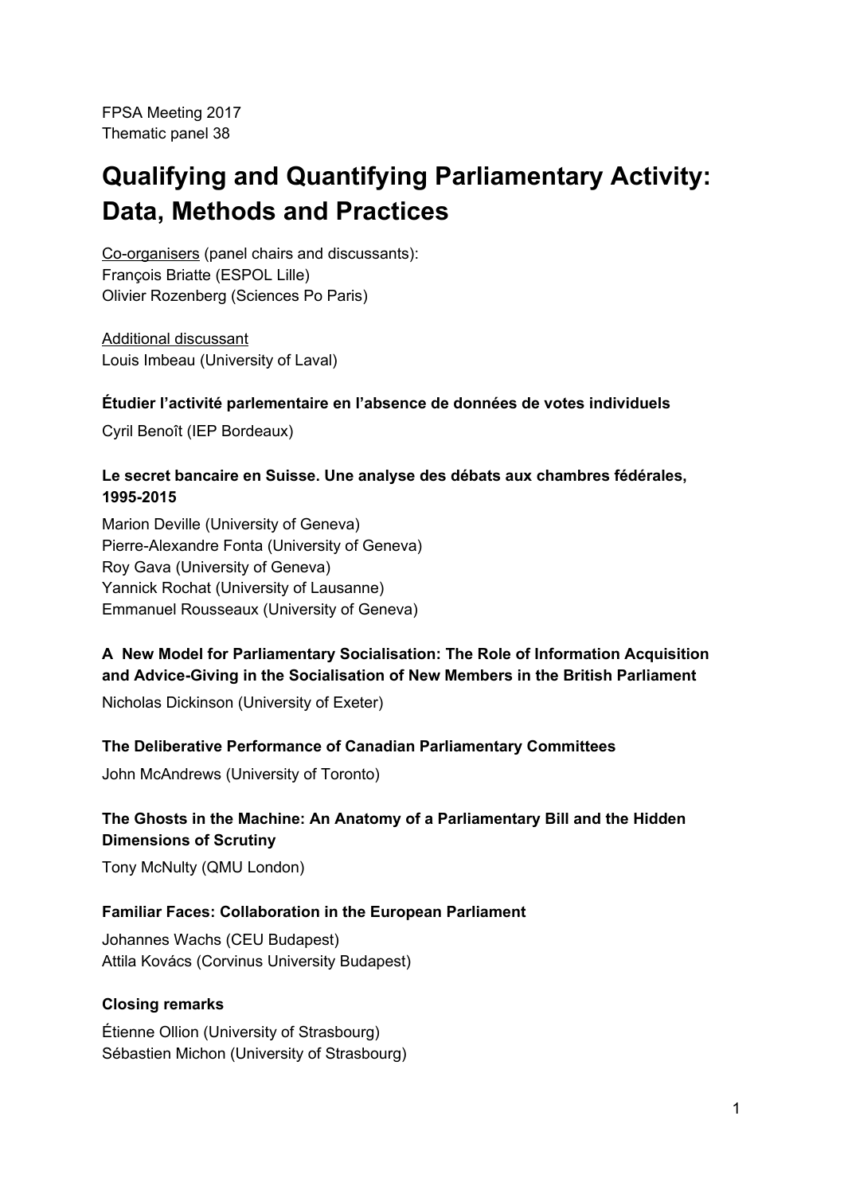FPSA Meeting 2017
Thematic panel 38

# Qualifying and Quantifying Parliamentary Activity: Data, Methods and Practices

Co-organisers (panel chairs and discussants):
François Briatte (ESPOL Lille)
Olivier Rozenberg (Sciences Po Paris)

Additional discussant
Louis Imbeau (University of Laval)

### Étudier l'activité parlementaire en l'absence de données de votes individuels

Cyril Benoît (IEP Bordeaux)

### Le secret bancaire en Suisse. Une analyse des débats aux chambres fédérales, 1995-2015

Marion Deville (University of Geneva)
Pierre-Alexandre Fonta (University of Geneva)
Roy Gava (University of Geneva)
Yannick Rochat (University of Lausanne)
Emmanuel Rousseaux (University of Geneva)

### A New Model for Parliamentary Socialisation: The Role of Information Acquisition and Advice-Giving in the Socialisation of New Members in the British Parliament

Nicholas Dickinson (University of Exeter)

### The Deliberative Performance of Canadian Parliamentary Committees

John McAndrews (University of Toronto)

### The Ghosts in the Machine: An Anatomy of a Parliamentary Bill and the Hidden Dimensions of Scrutiny

Tony McNulty (QMU London)

### Familiar Faces: Collaboration in the European Parliament

Johannes Wachs (CEU Budapest)
Attila Kovács (Corvinus University Budapest)

### Closing remarks

Étienne Ollion (University of Strasbourg)
Sébastien Michon (University of Strasbourg)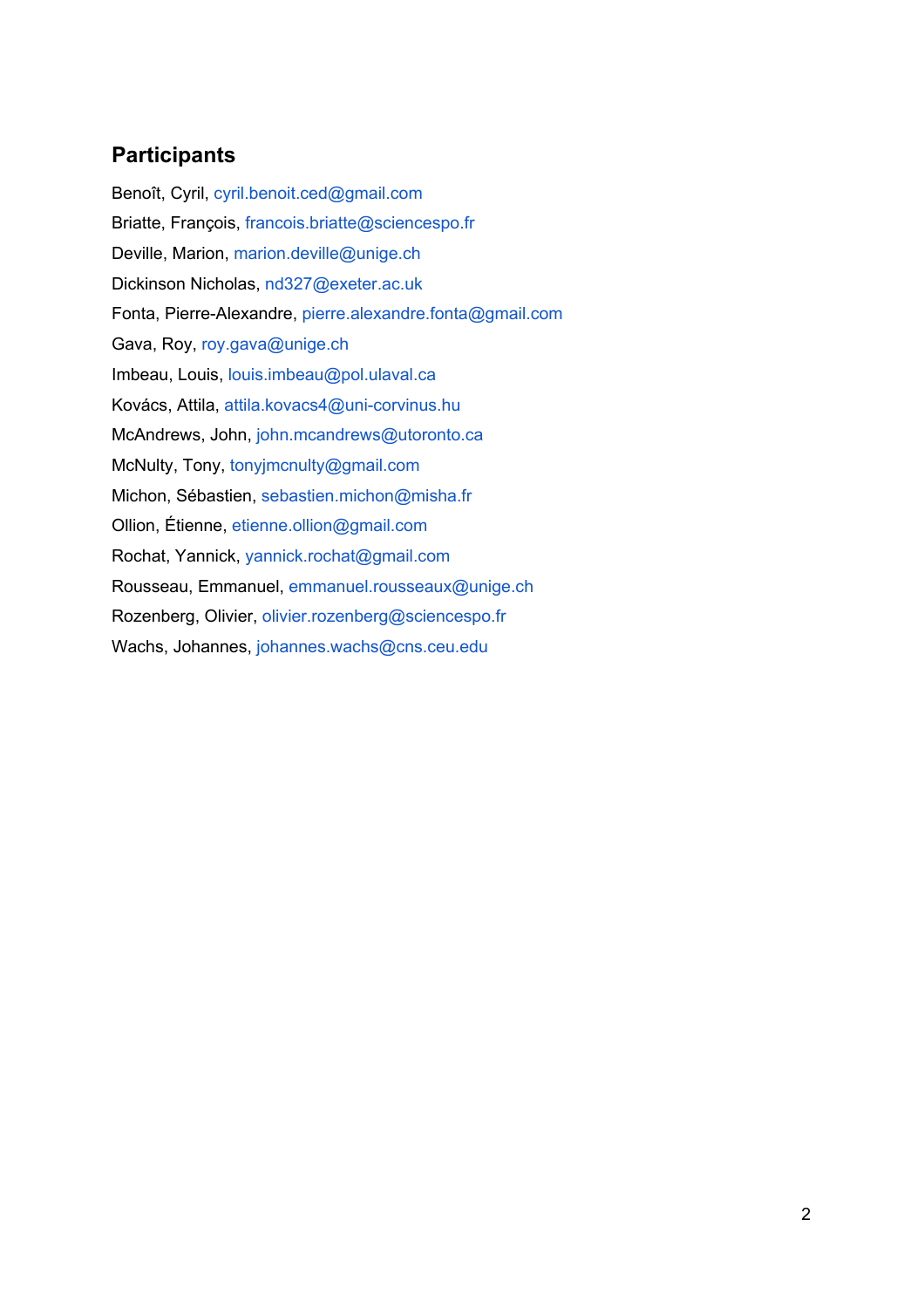## Participants

Benoît, Cyril, cyril.benoit.ced@gmail.com

Briatte, François, francois.briatte@sciencespo.fr

Deville, Marion, marion.deville@unige.ch

Dickinson Nicholas, nd327@exeter.ac.uk

Fonta, Pierre-Alexandre, pierre.alexandre.fonta@gmail.com

Gava, Roy, roy.gava@unige.ch

Imbeau, Louis, louis.imbeau@pol.ulaval.ca

Kovács, Attila, attila.kovacs4@uni-corvinus.hu

McAndrews, John, john.mcandrews@utoronto.ca

McNulty, Tony, tonyjmcnulty@gmail.com

Michon, Sébastien, sebastien.michon@misha.fr

Ollion, Étienne, etienne.ollion@gmail.com

Rochat, Yannick, yannick.rochat@gmail.com

Rousseau, Emmanuel, emmanuel.rousseaux@unige.ch

Rozenberg, Olivier, olivier.rozenberg@sciencespo.fr

Wachs, Johannes, johannes.wachs@cns.ceu.edu